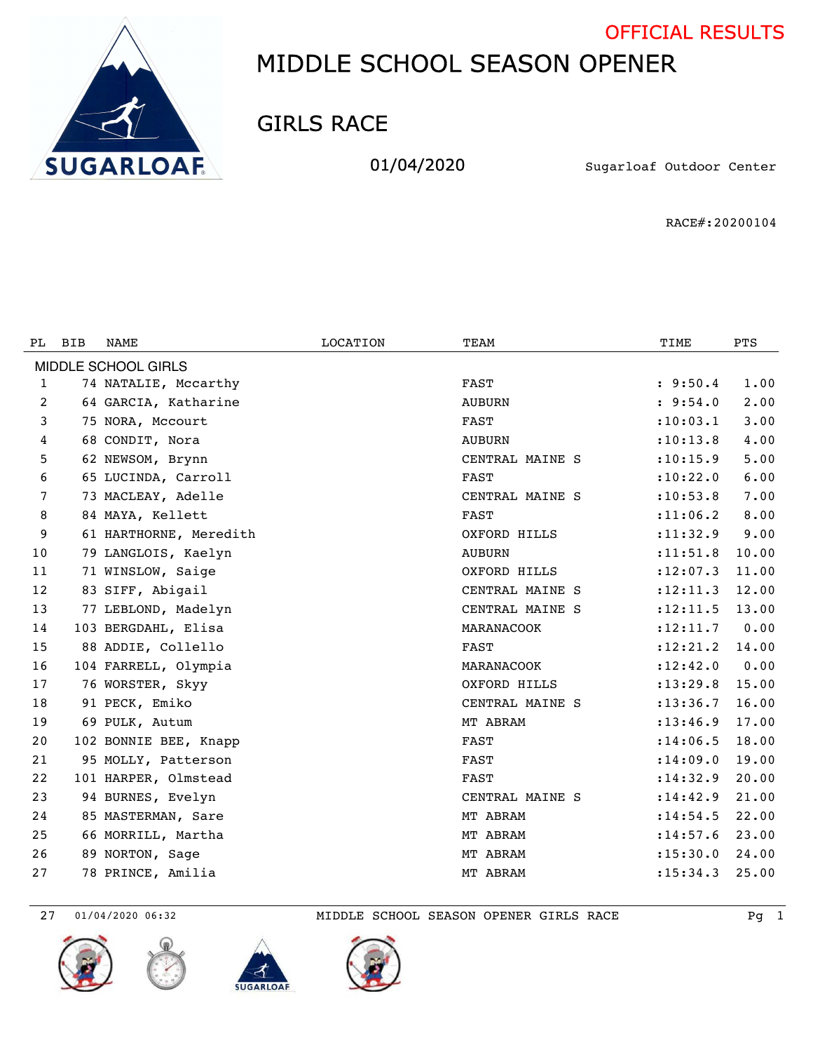OFFICIAL RESULTS

# MIDDLE SCHOOL SEASON OPENER

## GIRLS RACE

01/04/2020

Sugarloaf Outdoor Center

RACE#:20200104

| PL | BIB | NAME | LOCATION | TEAM | TIME | PTS |
|---|---|---|---|---|---|---|
| MIDDLE SCHOOL GIRLS | | | | | | |
| 1 | 74 | NATALIE, Mccarthy | | FAST | : 9:50.4 | 1.00 |
| 2 | 64 | GARCIA, Katharine | | AUBURN | : 9:54.0 | 2.00 |
| 3 | 75 | NORA, Mccourt | | FAST | :10:03.1 | 3.00 |
| 4 | 68 | CONDIT, Nora | | AUBURN | :10:13.8 | 4.00 |
| 5 | 62 | NEWSOM, Brynn | | CENTRAL MAINE S | :10:15.9 | 5.00 |
| 6 | 65 | LUCINDA, Carroll | | FAST | :10:22.0 | 6.00 |
| 7 | 73 | MACLEAY, Adelle | | CENTRAL MAINE S | :10:53.8 | 7.00 |
| 8 | 84 | MAYA, Kellett | | FAST | :11:06.2 | 8.00 |
| 9 | 61 | HARTHORNE, Meredith | | OXFORD HILLS | :11:32.9 | 9.00 |
| 10 | 79 | LANGLOIS, Kaelyn | | AUBURN | :11:51.8 | 10.00 |
| 11 | 71 | WINSLOW, Saige | | OXFORD HILLS | :12:07.3 | 11.00 |
| 12 | 83 | SIFF, Abigail | | CENTRAL MAINE S | :12:11.3 | 12.00 |
| 13 | 77 | LEBLOND, Madelyn | | CENTRAL MAINE S | :12:11.5 | 13.00 |
| 14 | 103 | BERGDAHL, Elisa | | MARANACOOK | :12:11.7 | 0.00 |
| 15 | 88 | ADDIE, Collello | | FAST | :12:21.2 | 14.00 |
| 16 | 104 | FARRELL, Olympia | | MARANACOOK | :12:42.0 | 0.00 |
| 17 | 76 | WORSTER, Skyy | | OXFORD HILLS | :13:29.8 | 15.00 |
| 18 | 91 | PECK, Emiko | | CENTRAL MAINE S | :13:36.7 | 16.00 |
| 19 | 69 | PULK, Autum | | MT ABRAM | :13:46.9 | 17.00 |
| 20 | 102 | BONNIE BEE, Knapp | | FAST | :14:06.5 | 18.00 |
| 21 | 95 | MOLLY, Patterson | | FAST | :14:09.0 | 19.00 |
| 22 | 101 | HARPER, Olmstead | | FAST | :14:32.9 | 20.00 |
| 23 | 94 | BURNES, Evelyn | | CENTRAL MAINE S | :14:42.9 | 21.00 |
| 24 | 85 | MASTERMAN, Sare | | MT ABRAM | :14:54.5 | 22.00 |
| 25 | 66 | MORRILL, Martha | | MT ABRAM | :14:57.6 | 23.00 |
| 26 | 89 | NORTON, Sage | | MT ABRAM | :15:30.0 | 24.00 |
| 27 | 78 | PRINCE, Amilia | | MT ABRAM | :15:34.3 | 25.00 |

27 01/04/2020 06:32 MIDDLE SCHOOL SEASON OPENER GIRLS RACE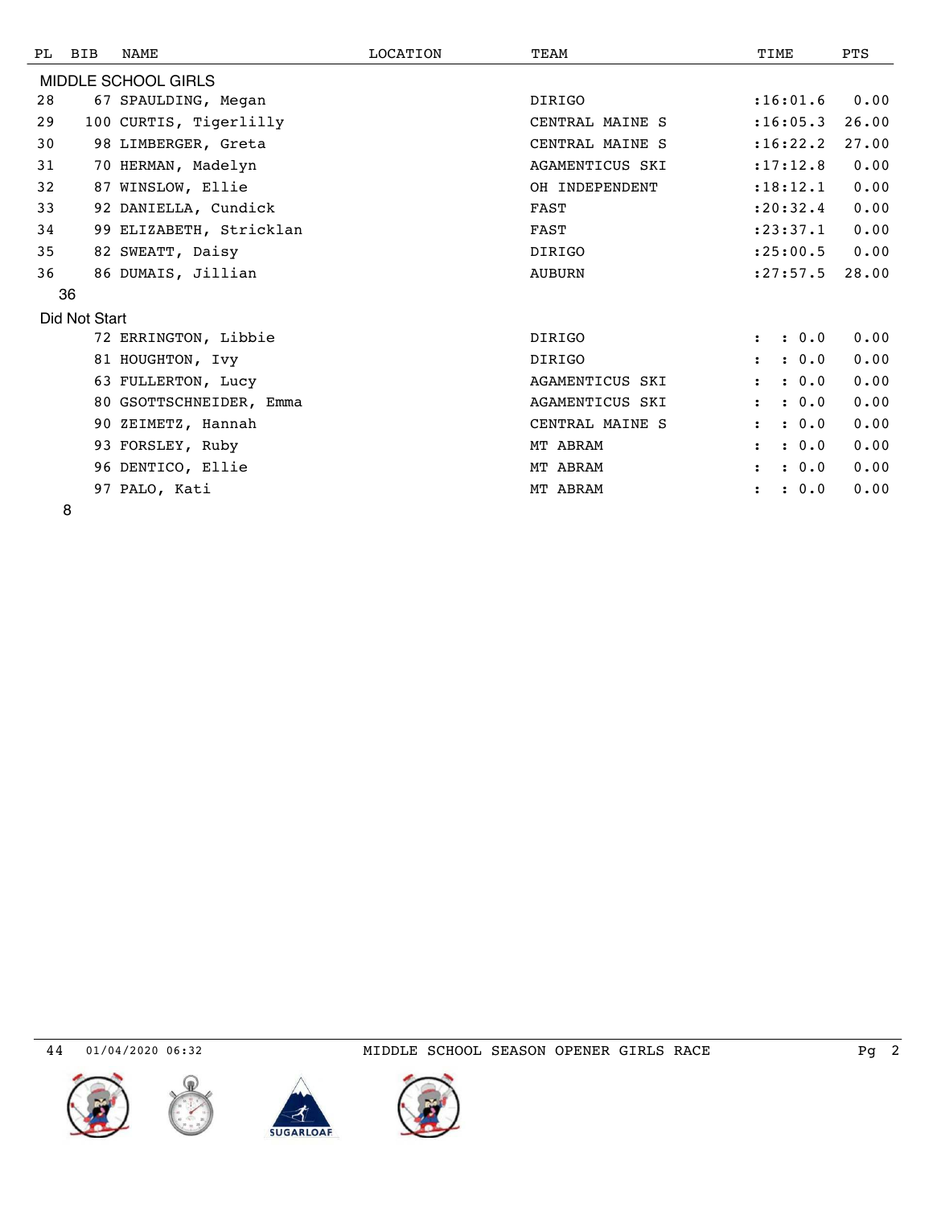| PL | BIB | NAME | LOCATION | TEAM | TIME | PTS |
|---|---|---|---|---|---|---|
| MIDDLE SCHOOL GIRLS | | | | | | |
| 28 | 67 | SPAULDING, Megan | | DIRIGO | :16:01.6 | 0.00 |
| 29 | 100 | CURTIS, Tigerlilly | | CENTRAL MAINE S | :16:05.3 | 26.00 |
| 30 | 98 | LIMBERGER, Greta | | CENTRAL MAINE S | :16:22.2 | 27.00 |
| 31 | 70 | HERMAN, Madelyn | | AGAMENTICUS SKI | :17:12.8 | 0.00 |
| 32 | 87 | WINSLOW, Ellie | | OH INDEPENDENT | :18:12.1 | 0.00 |
| 33 | 92 | DANIELLA, Cundick | | FAST | :20:32.4 | 0.00 |
| 34 | 99 | ELIZABETH, Stricklan | | FAST | :23:37.1 | 0.00 |
| 35 | 82 | SWEATT, Daisy | | DIRIGO | :25:00.5 | 0.00 |
| 36 | 86 | DUMAIS, Jillian | | AUBURN | :27:57.5 | 28.00 |
| 36 | | | | | | |
| Did Not Start | | | | | | |
| | 72 | ERRINGTON, Libbie | | DIRIGO | : : 0.0 | 0.00 |
| | 81 | HOUGHTON, Ivy | | DIRIGO | : : 0.0 | 0.00 |
| | 63 | FULLERTON, Lucy | | AGAMENTICUS SKI | : : 0.0 | 0.00 |
| | 80 | GSOTTSCHNEIDER, Emma | | AGAMENTICUS SKI | : : 0.0 | 0.00 |
| | 90 | ZEIMETZ, Hannah | | CENTRAL MAINE S | : : 0.0 | 0.00 |
| | 93 | FORSLEY, Ruby | | MT ABRAM | : : 0.0 | 0.00 |
| | 96 | DENTICO, Ellie | | MT ABRAM | : : 0.0 | 0.00 |
| | 97 | PALO, Kati | | MT ABRAM | : : 0.0 | 0.00 |
| 8 | | | | | | |

44 01/04/2020 06:32 MIDDLE SCHOOL SEASON OPENER GIRLS RACE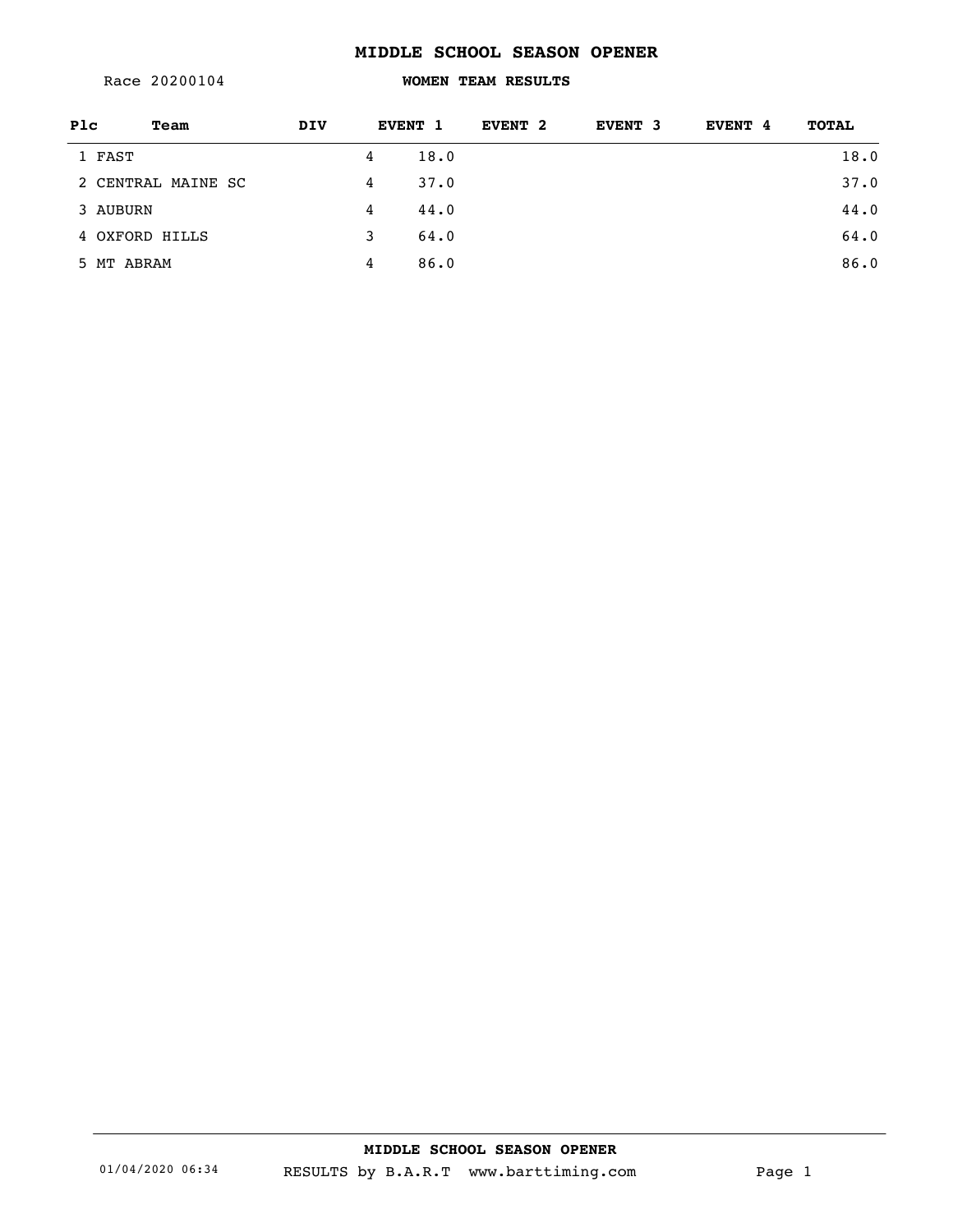# MIDDLE SCHOOL SEASON OPENER

Race 20200104

## WOMEN TEAM RESULTS

| Plc | Team | DIV | | EVENT 1 | EVENT 2 | EVENT 3 | EVENT 4 | TOTAL |
|---|---|---|---|---|---|---|---|---|
| 1 | FAST | | 4 | 18.0 | | | | 18.0 |
| 2 | CENTRAL MAINE SC | | 4 | 37.0 | | | | 37.0 |
| 3 | AUBURN | | 4 | 44.0 | | | | 44.0 |
| 4 | OXFORD HILLS | | 3 | 64.0 | | | | 64.0 |
| 5 | MT ABRAM | | 4 | 86.0 | | | | 86.0 |

MIDDLE SCHOOL SEASON OPENER

01/04/2020 06:34 RESULTS by B.A.R.T www.barttiming.com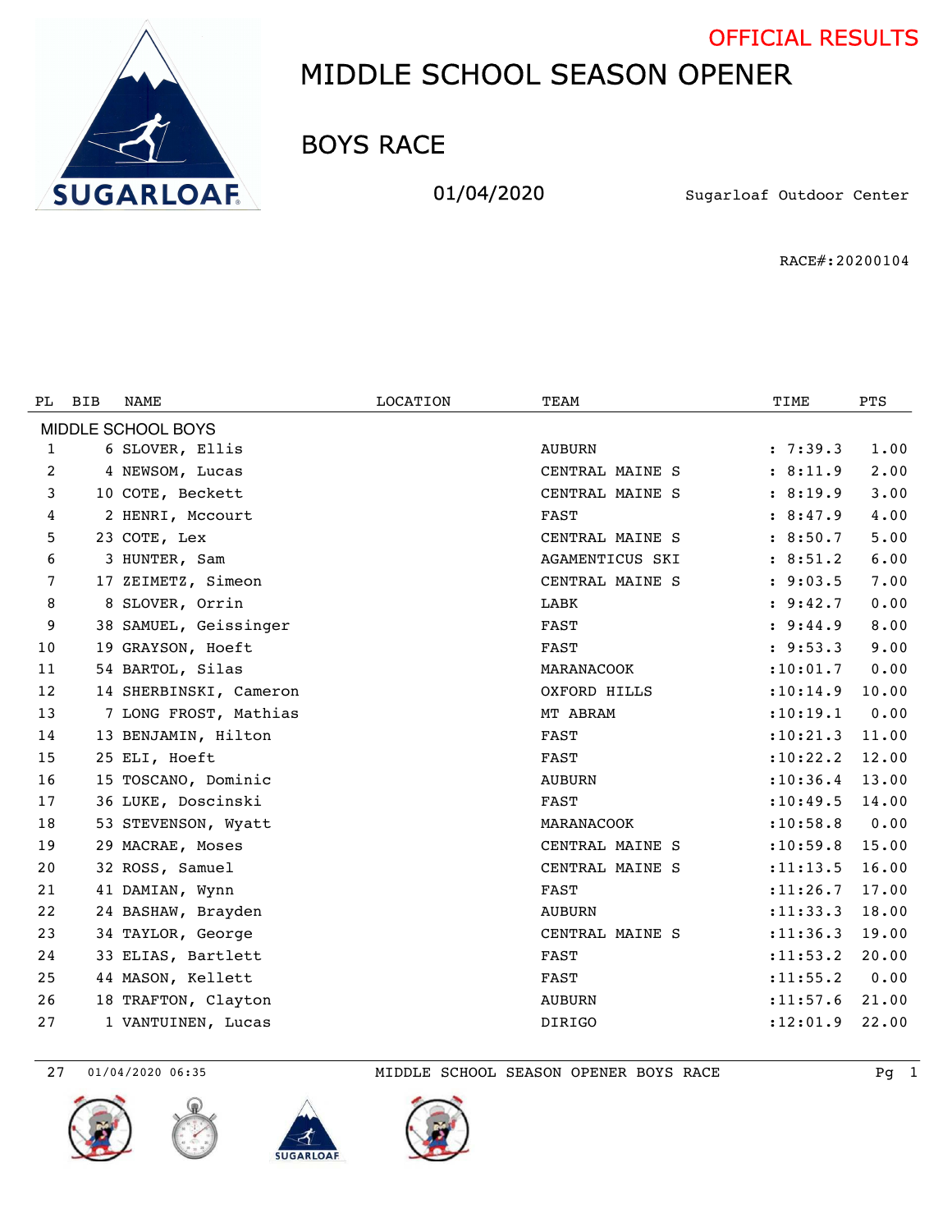OFFICIAL RESULTS

# MIDDLE SCHOOL SEASON OPENER

## BOYS RACE

01/04/2020 Sugarloaf Outdoor Center

RACE#:20200104

| PL | BIB | NAME | LOCATION | TEAM | TIME | PTS |
|---|---|---|---|---|---|---|
| MIDDLE SCHOOL BOYS | | | | | | |
| 1 | 6 | SLOVER, Ellis | | AUBURN | : 7:39.3 | 1.00 |
| 2 | 4 | NEWSOM, Lucas | | CENTRAL MAINE S | : 8:11.9 | 2.00 |
| 3 | 10 | COTE, Beckett | | CENTRAL MAINE S | : 8:19.9 | 3.00 |
| 4 | 2 | HENRI, Mccourt | | FAST | : 8:47.9 | 4.00 |
| 5 | 23 | COTE, Lex | | CENTRAL MAINE S | : 8:50.7 | 5.00 |
| 6 | 3 | HUNTER, Sam | | AGAMENTICUS SKI | : 8:51.2 | 6.00 |
| 7 | 17 | ZEIMETZ, Simeon | | CENTRAL MAINE S | : 9:03.5 | 7.00 |
| 8 | 8 | SLOVER, Orrin | | LABK | : 9:42.7 | 0.00 |
| 9 | 38 | SAMUEL, Geissinger | | FAST | : 9:44.9 | 8.00 |
| 10 | 19 | GRAYSON, Hoeft | | FAST | : 9:53.3 | 9.00 |
| 11 | 54 | BARTOL, Silas | | MARANACOOK | :10:01.7 | 0.00 |
| 12 | 14 | SHERBINSKI, Cameron | | OXFORD HILLS | :10:14.9 | 10.00 |
| 13 | 7 | LONG FROST, Mathias | | MT ABRAM | :10:19.1 | 0.00 |
| 14 | 13 | BENJAMIN, Hilton | | FAST | :10:21.3 | 11.00 |
| 15 | 25 | ELI, Hoeft | | FAST | :10:22.2 | 12.00 |
| 16 | 15 | TOSCANO, Dominic | | AUBURN | :10:36.4 | 13.00 |
| 17 | 36 | LUKE, Doscinski | | FAST | :10:49.5 | 14.00 |
| 18 | 53 | STEVENSON, Wyatt | | MARANACOOK | :10:58.8 | 0.00 |
| 19 | 29 | MACRAE, Moses | | CENTRAL MAINE S | :10:59.8 | 15.00 |
| 20 | 32 | ROSS, Samuel | | CENTRAL MAINE S | :11:13.5 | 16.00 |
| 21 | 41 | DAMIAN, Wynn | | FAST | :11:26.7 | 17.00 |
| 22 | 24 | BASHAW, Brayden | | AUBURN | :11:33.3 | 18.00 |
| 23 | 34 | TAYLOR, George | | CENTRAL MAINE S | :11:36.3 | 19.00 |
| 24 | 33 | ELIAS, Bartlett | | FAST | :11:53.2 | 20.00 |
| 25 | 44 | MASON, Kellett | | FAST | :11:55.2 | 0.00 |
| 26 | 18 | TRAFTON, Clayton | | AUBURN | :11:57.6 | 21.00 |
| 27 | 1 | VANTUINEN, Lucas | | DIRIGO | :12:01.9 | 22.00 |

27 01/04/2020 06:35 MIDDLE SCHOOL SEASON OPENER BOYS RACE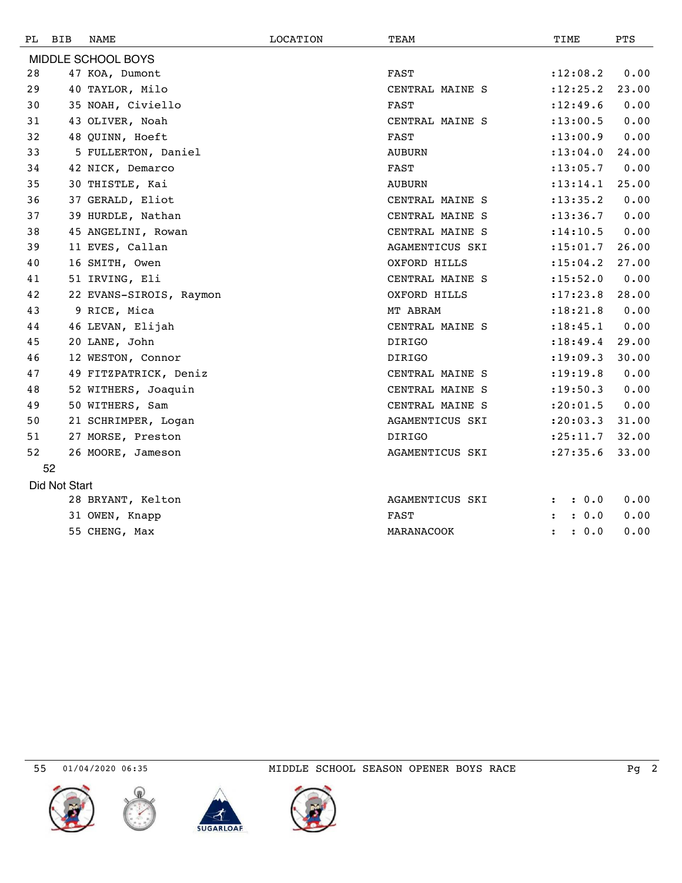| PL | BIB | NAME | LOCATION | TEAM | TIME | PTS |
|---|---|---|---|---|---|---|
| MIDDLE SCHOOL BOYS | | | | | | |
| 28 | 47 | KOA, Dumont | | FAST | :12:08.2 | 0.00 |
| 29 | 40 | TAYLOR, Milo | | CENTRAL MAINE S | :12:25.2 | 23.00 |
| 30 | 35 | NOAH, Civiello | | FAST | :12:49.6 | 0.00 |
| 31 | 43 | OLIVER, Noah | | CENTRAL MAINE S | :13:00.5 | 0.00 |
| 32 | 48 | QUINN, Hoeft | | FAST | :13:00.9 | 0.00 |
| 33 | 5 | FULLERTON, Daniel | | AUBURN | :13:04.0 | 24.00 |
| 34 | 42 | NICK, Demarco | | FAST | :13:05.7 | 0.00 |
| 35 | 30 | THISTLE, Kai | | AUBURN | :13:14.1 | 25.00 |
| 36 | 37 | GERALD, Eliot | | CENTRAL MAINE S | :13:35.2 | 0.00 |
| 37 | 39 | HURDLE, Nathan | | CENTRAL MAINE S | :13:36.7 | 0.00 |
| 38 | 45 | ANGELINI, Rowan | | CENTRAL MAINE S | :14:10.5 | 0.00 |
| 39 | 11 | EVES, Callan | | AGAMENTICUS SKI | :15:01.7 | 26.00 |
| 40 | 16 | SMITH, Owen | | OXFORD HILLS | :15:04.2 | 27.00 |
| 41 | 51 | IRVING, Eli | | CENTRAL MAINE S | :15:52.0 | 0.00 |
| 42 | 22 | EVANS-SIROIS, Raymon | | OXFORD HILLS | :17:23.8 | 28.00 |
| 43 | 9 | RICE, Mica | | MT ABRAM | :18:21.8 | 0.00 |
| 44 | 46 | LEVAN, Elijah | | CENTRAL MAINE S | :18:45.1 | 0.00 |
| 45 | 20 | LANE, John | | DIRIGO | :18:49.4 | 29.00 |
| 46 | 12 | WESTON, Connor | | DIRIGO | :19:09.3 | 30.00 |
| 47 | 49 | FITZPATRICK, Deniz | | CENTRAL MAINE S | :19:19.8 | 0.00 |
| 48 | 52 | WITHERS, Joaquin | | CENTRAL MAINE S | :19:50.3 | 0.00 |
| 49 | 50 | WITHERS, Sam | | CENTRAL MAINE S | :20:01.5 | 0.00 |
| 50 | 21 | SCHRIMPER, Logan | | AGAMENTICUS SKI | :20:03.3 | 31.00 |
| 51 | 27 | MORSE, Preston | | DIRIGO | :25:11.7 | 32.00 |
| 52 | 26 | MOORE, Jameson | | AGAMENTICUS SKI | :27:35.6 | 33.00 |
| 52 | | | | | | |
| Did Not Start | | | | | | |
| | 28 | BRYANT, Kelton | | AGAMENTICUS SKI | : : 0.0 | 0.00 |
| | 31 | OWEN, Knapp | | FAST | : : 0.0 | 0.00 |
| | 55 | CHENG, Max | | MARANACOOK | : : 0.0 | 0.00 |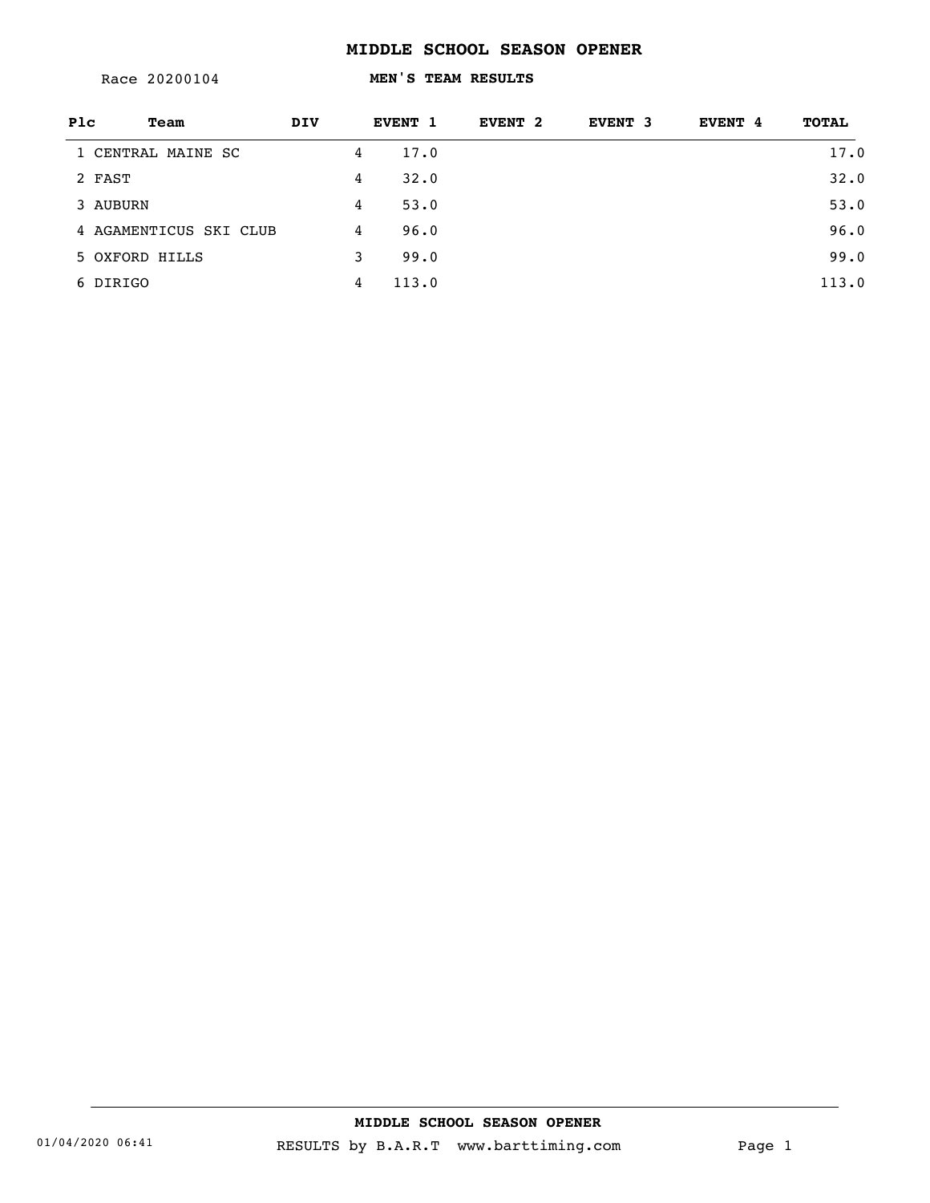# MIDDLE SCHOOL SEASON OPENER

Race 20200104

## MEN'S TEAM RESULTS

| Plc | Team | DIV | EVENT 1 | EVENT 2 | EVENT 3 | EVENT 4 | TOTAL |
|---|---|---|---|---|---|---|---|
| 1 | CENTRAL MAINE SC | 4 | 17.0 | | | | 17.0 |
| 2 | FAST | 4 | 32.0 | | | | 32.0 |
| 3 | AUBURN | 4 | 53.0 | | | | 53.0 |
| 4 | AGAMENTICUS SKI CLUB | 4 | 96.0 | | | | 96.0 |
| 5 | OXFORD HILLS | 3 | 99.0 | | | | 99.0 |
| 6 | DIRIGO | 4 | 113.0 | | | | 113.0 |